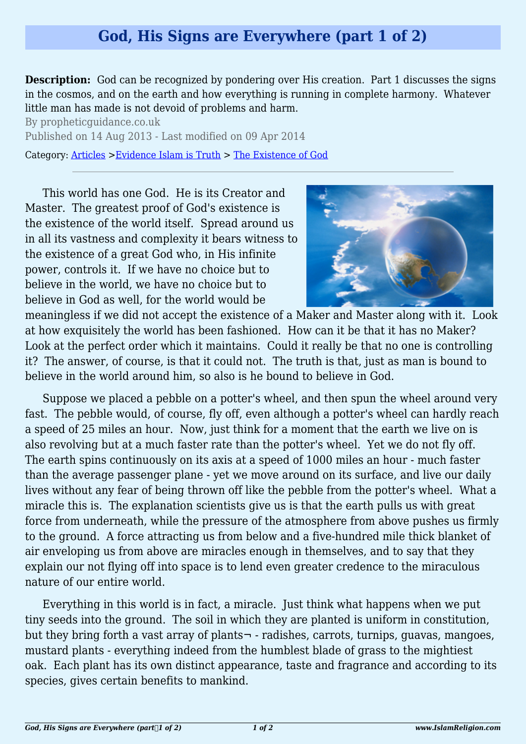# God, His Signs are Everywhere (part 1 of 2)

**Description:** God can be recognized by pondering over His creation. Part 1 discusses the signs in the cosmos, and on the earth and how everything is running in complete harmony. Whatever little man has made is not devoid of problems and harm.

By propheticguidance.co.uk

Published on 14 Aug 2013 - Last modified on 09 Apr 2014

Category: Articles >Evidence Islam is Truth > The Existence of God

---

This world has one God. He is its Creator and Master. The greatest proof of God's existence is the existence of the world itself. Spread around us in all its vastness and complexity it bears witness to the existence of a great God who, in His infinite power, controls it. If we have no choice but to believe in the world, we have no choice but to believe in God as well, for the world would be meaningless if we did not accept the existence of a Maker and Master along with it. Look at how exquisitely the world has been fashioned. How can it be that it has no Maker? Look at the perfect order which it maintains. Could it really be that no one is controlling it? The answer, of course, is that it could not. The truth is that, just as man is bound to believe in the world around him, so also is he bound to believe in God.

Suppose we placed a pebble on a potter's wheel, and then spun the wheel around very fast. The pebble would, of course, fly off, even although a potter's wheel can hardly reach a speed of 25 miles an hour. Now, just think for a moment that the earth we live on is also revolving but at a much faster rate than the potter's wheel. Yet we do not fly off. The earth spins continuously on its axis at a speed of 1000 miles an hour - much faster than the average passenger plane - yet we move around on its surface, and live our daily lives without any fear of being thrown off like the pebble from the potter's wheel. What a miracle this is. The explanation scientists give us is that the earth pulls us with great force from underneath, while the pressure of the atmosphere from above pushes us firmly to the ground. A force attracting us from below and a five-hundred mile thick blanket of air enveloping us from above are miracles enough in themselves, and to say that they explain our not flying off into space is to lend even greater credence to the miraculous nature of our entire world.

Everything in this world is in fact, a miracle. Just think what happens when we put tiny seeds into the ground. The soil in which they are planted is uniform in constitution, but they bring forth a vast array of plants¬ - radishes, carrots, turnips, guavas, mangoes, mustard plants - everything indeed from the humblest blade of grass to the mightiest oak. Each plant has its own distinct appearance, taste and fragrance and according to its species, gives certain benefits to mankind.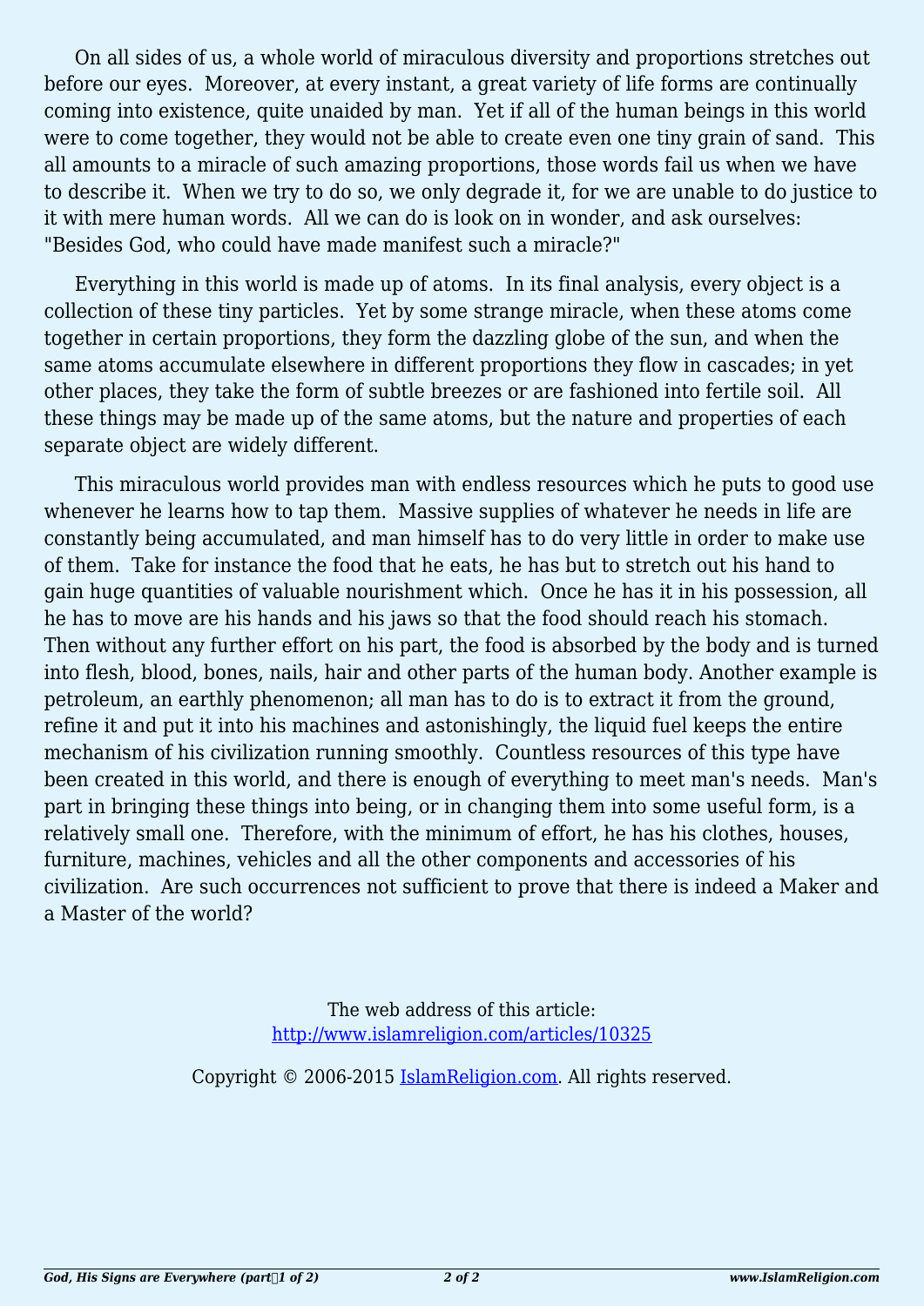On all sides of us, a whole world of miraculous diversity and proportions stretches out before our eyes. Moreover, at every instant, a great variety of life forms are continually coming into existence, quite unaided by man. Yet if all of the human beings in this world were to come together, they would not be able to create even one tiny grain of sand. This all amounts to a miracle of such amazing proportions, those words fail us when we have to describe it. When we try to do so, we only degrade it, for we are unable to do justice to it with mere human words. All we can do is look on in wonder, and ask ourselves: "Besides God, who could have made manifest such a miracle?"

Everything in this world is made up of atoms. In its final analysis, every object is a collection of these tiny particles. Yet by some strange miracle, when these atoms come together in certain proportions, they form the dazzling globe of the sun, and when the same atoms accumulate elsewhere in different proportions they flow in cascades; in yet other places, they take the form of subtle breezes or are fashioned into fertile soil. All these things may be made up of the same atoms, but the nature and properties of each separate object are widely different.

This miraculous world provides man with endless resources which he puts to good use whenever he learns how to tap them. Massive supplies of whatever he needs in life are constantly being accumulated, and man himself has to do very little in order to make use of them. Take for instance the food that he eats, he has but to stretch out his hand to gain huge quantities of valuable nourishment which. Once he has it in his possession, all he has to move are his hands and his jaws so that the food should reach his stomach. Then without any further effort on his part, the food is absorbed by the body and is turned into flesh, blood, bones, nails, hair and other parts of the human body. Another example is petroleum, an earthly phenomenon; all man has to do is to extract it from the ground, refine it and put it into his machines and astonishingly, the liquid fuel keeps the entire mechanism of his civilization running smoothly. Countless resources of this type have been created in this world, and there is enough of everything to meet man's needs. Man's part in bringing these things into being, or in changing them into some useful form, is a relatively small one. Therefore, with the minimum of effort, he has his clothes, houses, furniture, machines, vehicles and all the other components and accessories of his civilization. Are such occurrences not sufficient to prove that there is indeed a Maker and a Master of the world?

The web address of this article:
http://www.islamreligion.com/articles/10325

Copyright © 2006-2015 IslamReligion.com. All rights reserved.